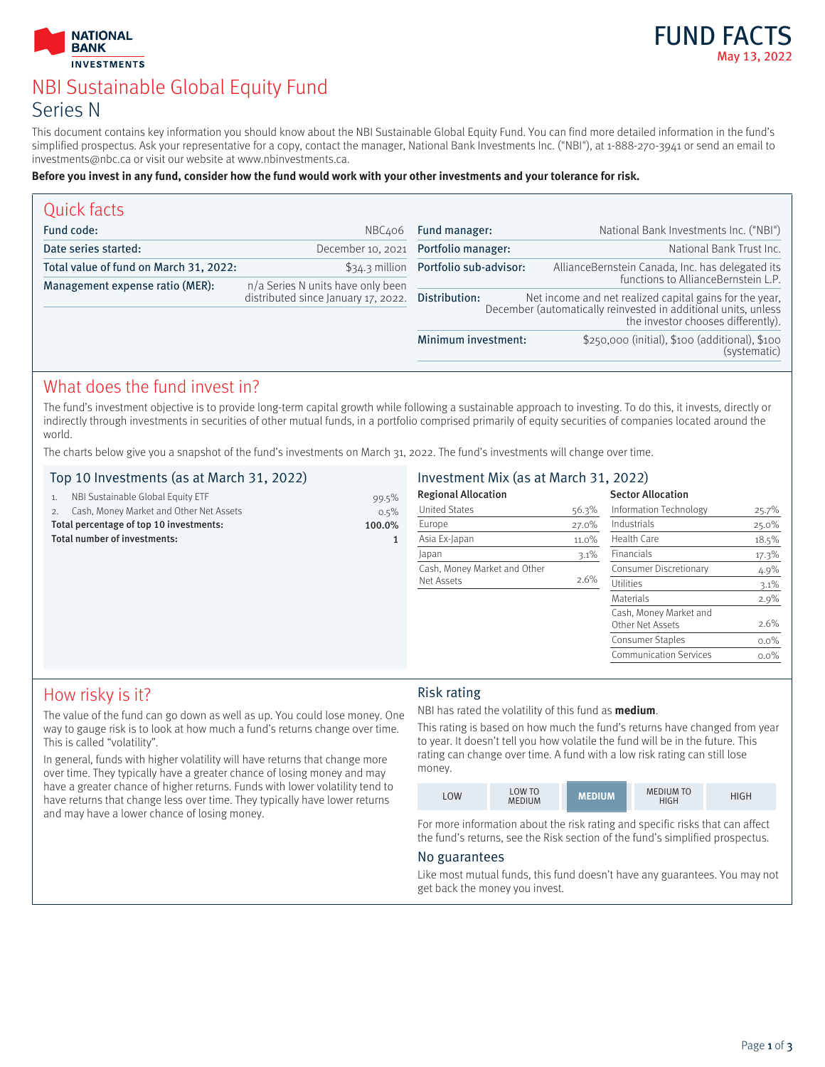NATIONAL BANK INVESTMENTS

# FUND FACTS

May 13, 2022

# NBI Sustainable Global Equity Fund

## Series N

This document contains key information you should know about the NBI Sustainable Global Equity Fund. You can find more detailed information in the fund's simplified prospectus. Ask your representative for a copy, contact the manager, National Bank Investments Inc. ("NBI"), at 1-888-270-3941 or send an email to investments@nbc.ca or visit our website at www.nbinvestments.ca.

**Before you invest in any fund, consider how the fund would work with your other investments and your tolerance for risk.**

## Quick facts

| | |
|---|---|
| **Fund code:** | NBC406 |
| **Date series started:** | December 10, 2021 |
| **Total value of fund on March 31, 2022:** | $34.3 million |
| **Management expense ratio (MER):** | n/a Series N units have only been distributed since January 17, 2022. |
| **Fund manager:** | National Bank Investments Inc. ("NBI") |
| **Portfolio manager:** | National Bank Trust Inc. |
| **Portfolio sub-advisor:** | AllianceBernstein Canada, Inc. has delegated its functions to AllianceBernstein L.P. |
| **Distribution:** | Net income and net realized capital gains for the year, December (automatically reinvested in additional units, unless the investor chooses differently). |
| **Minimum investment:** | $250,000 (initial), $100 (additional), $100 (systematic) |

## What does the fund invest in?

The fund's investment objective is to provide long-term capital growth while following a sustainable approach to investing. To do this, it invests, directly or indirectly through investments in securities of other mutual funds, in a portfolio comprised primarily of equity securities of companies located around the world.

The charts below give you a snapshot of the fund's investments on March 31, 2022. The fund's investments will change over time.

### Top 10 Investments (as at March 31, 2022)

| | |
|---|---|
| 1. NBI Sustainable Global Equity ETF | 99.5% |
| 2. Cash, Money Market and Other Net Assets | 0.5% |
| **Total percentage of top 10 investments:** | **100.0%** |
| **Total number of investments:** | **1** |

### Investment Mix (as at March 31, 2022)

**Regional Allocation**

| | |
|---|---|
| United States | 56.3% |
| Europe | 27.0% |
| Asia Ex-Japan | 11.0% |
| Japan | 3.1% |
| Cash, Money Market and Other Net Assets | 2.6% |

**Sector Allocation**

| | |
|---|---|
| Information Technology | 25.7% |
| Industrials | 25.0% |
| Health Care | 18.5% |
| Financials | 17.3% |
| Consumer Discretionary | 4.9% |
| Utilities | 3.1% |
| Materials | 2.9% |
| Cash, Money Market and Other Net Assets | 2.6% |
| Consumer Staples | 0.0% |
| Communication Services | 0.0% |

## How risky is it?

The value of the fund can go down as well as up. You could lose money. One way to gauge risk is to look at how much a fund's returns change over time. This is called "volatility".

In general, funds with higher volatility will have returns that change more over time. They typically have a greater chance of losing money and may have a greater chance of higher returns. Funds with lower volatility tend to have returns that change less over time. They typically have lower returns and may have a lower chance of losing money.

### Risk rating

NBI has rated the volatility of this fund as **medium**.

This rating is based on how much the fund's returns have changed from year to year. It doesn't tell you how volatile the fund will be in the future. This rating can change over time. A fund with a low risk rating can still lose money.

| LOW | LOW TO MEDIUM | **MEDIUM** | MEDIUM TO HIGH | HIGH |
|---|---|---|---|---|

For more information about the risk rating and specific risks that can affect the fund's returns, see the Risk section of the fund's simplified prospectus.

### No guarantees

Like most mutual funds, this fund doesn't have any guarantees. You may not get back the money you invest.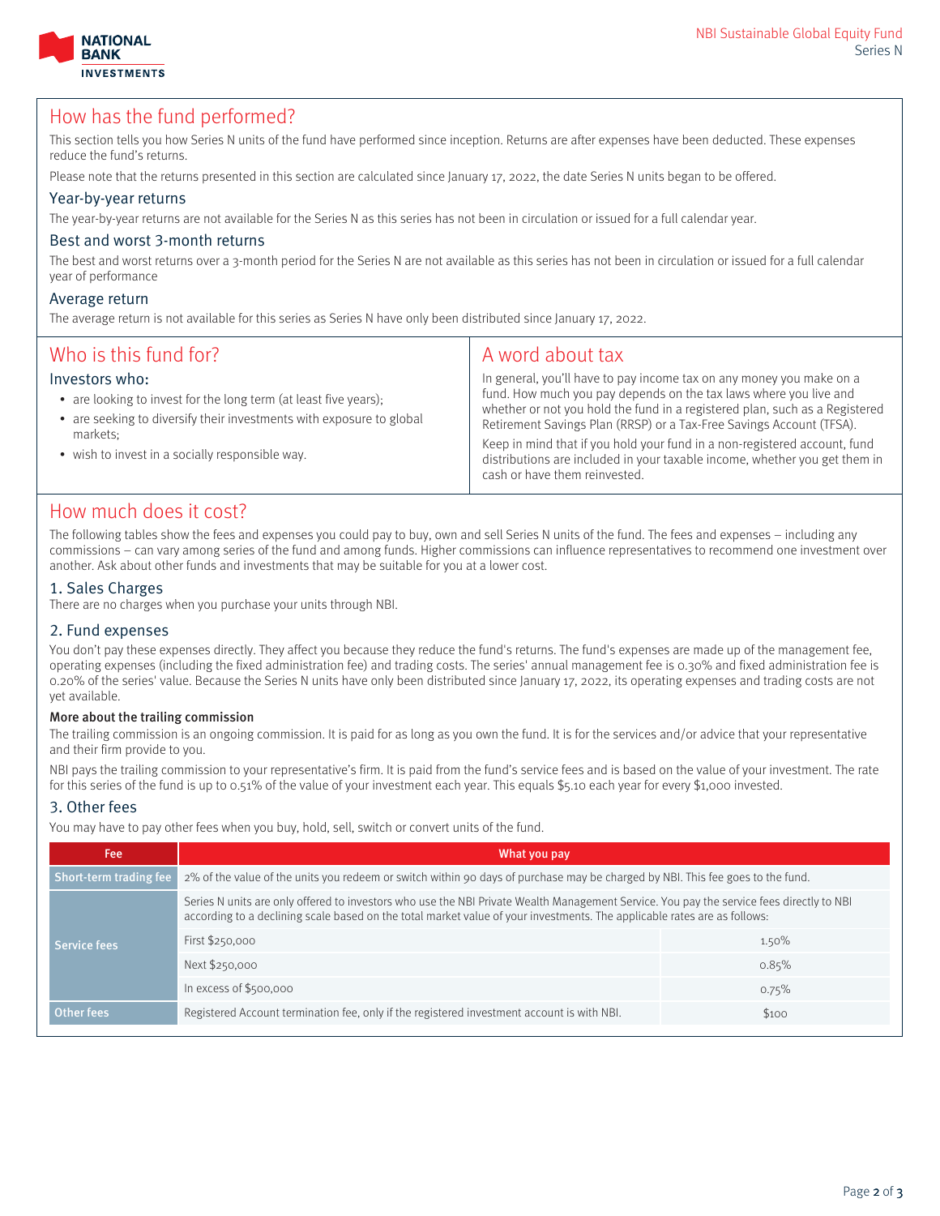## How has the fund performed?

This section tells you how Series N units of the fund have performed since inception. Returns are after expenses have been deducted. These expenses reduce the fund's returns.

Please note that the returns presented in this section are calculated since January 17, 2022, the date Series N units began to be offered.

### Year-by-year returns

The year-by-year returns are not available for the Series N as this series has not been in circulation or issued for a full calendar year.

### Best and worst 3-month returns

The best and worst returns over a 3-month period for the Series N are not available as this series has not been in circulation or issued for a full calendar year of performance

### Average return

The average return is not available for this series as Series N have only been distributed since January 17, 2022.

## Who is this fund for?

### Investors who:

- are looking to invest for the long term (at least five years);
- are seeking to diversify their investments with exposure to global markets;
- wish to invest in a socially responsible way.

## A word about tax

In general, you'll have to pay income tax on any money you make on a fund. How much you pay depends on the tax laws where you live and whether or not you hold the fund in a registered plan, such as a Registered Retirement Savings Plan (RRSP) or a Tax-Free Savings Account (TFSA).

Keep in mind that if you hold your fund in a non-registered account, fund distributions are included in your taxable income, whether you get them in cash or have them reinvested.

## How much does it cost?

The following tables show the fees and expenses you could pay to buy, own and sell Series N units of the fund. The fees and expenses – including any commissions – can vary among series of the fund and among funds. Higher commissions can influence representatives to recommend one investment over another. Ask about other funds and investments that may be suitable for you at a lower cost.

### 1. Sales Charges

There are no charges when you purchase your units through NBI.

### 2. Fund expenses

You don't pay these expenses directly. They affect you because they reduce the fund's returns. The fund's expenses are made up of the management fee, operating expenses (including the fixed administration fee) and trading costs. The series' annual management fee is 0.30% and fixed administration fee is 0.20% of the series' value. Because the Series N units have only been distributed since January 17, 2022, its operating expenses and trading costs are not yet available.

**More about the trailing commission**

The trailing commission is an ongoing commission. It is paid for as long as you own the fund. It is for the services and/or advice that your representative and their firm provide to you.

NBI pays the trailing commission to your representative's firm. It is paid from the fund's service fees and is based on the value of your investment. The rate for this series of the fund is up to 0.51% of the value of your investment each year. This equals $5.10 each year for every $1,000 invested.

### 3. Other fees

You may have to pay other fees when you buy, hold, sell, switch or convert units of the fund.

| Fee | What you pay | |
|---|---|---|
| Short-term trading fee | 2% of the value of the units you redeem or switch within 90 days of purchase may be charged by NBI. This fee goes to the fund. | |
| Service fees | Series N units are only offered to investors who use the NBI Private Wealth Management Service. You pay the service fees directly to NBI according to a declining scale based on the total market value of your investments. The applicable rates are as follows: | |
| | First $250,000 | 1.50% |
| | Next $250,000 | 0.85% |
| | In excess of $500,000 | 0.75% |
| Other fees | Registered Account termination fee, only if the registered investment account is with NBI. | $100 |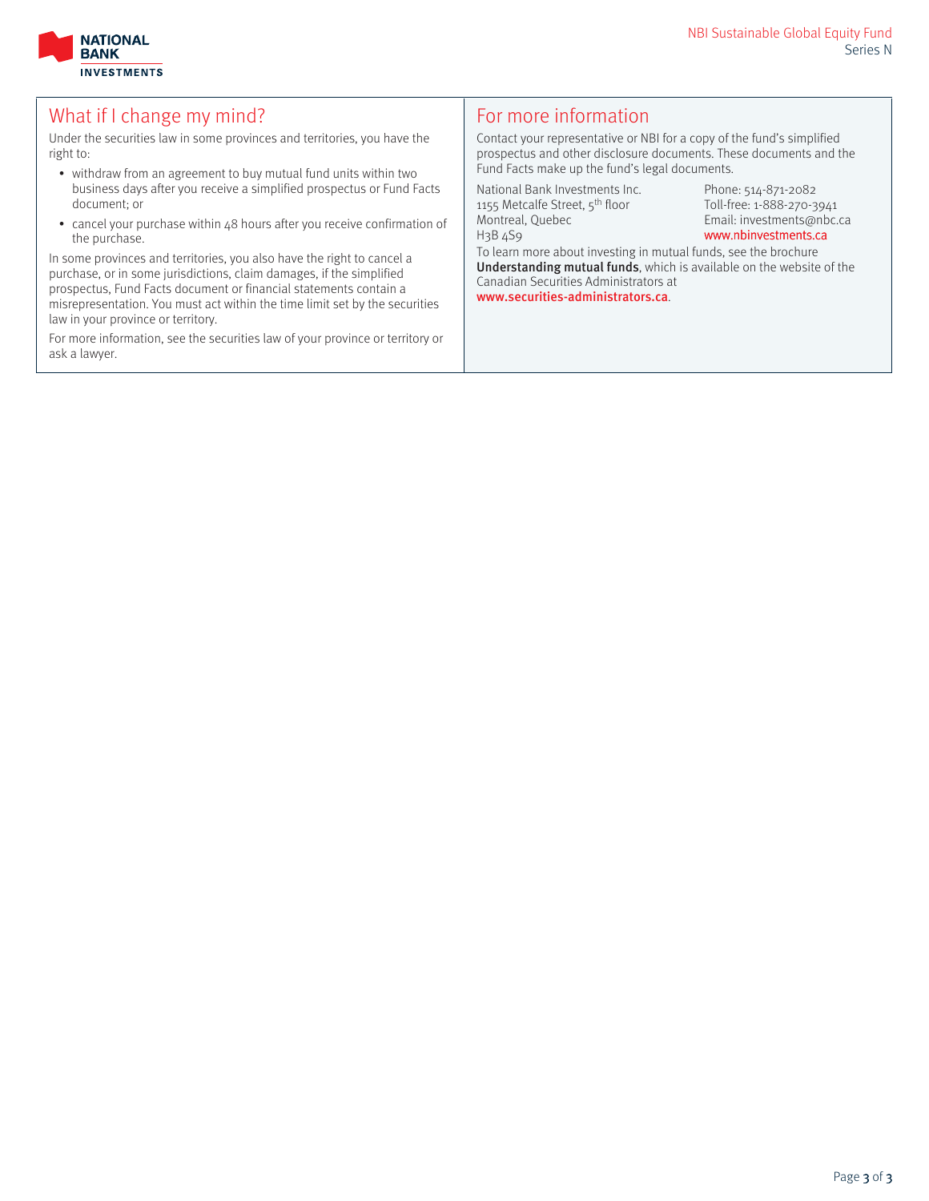## What if I change my mind?

Under the securities law in some provinces and territories, you have the right to:

- withdraw from an agreement to buy mutual fund units within two business days after you receive a simplified prospectus or Fund Facts document; or
- cancel your purchase within 48 hours after you receive confirmation of the purchase.

In some provinces and territories, you also have the right to cancel a purchase, or in some jurisdictions, claim damages, if the simplified prospectus, Fund Facts document or financial statements contain a misrepresentation. You must act within the time limit set by the securities law in your province or territory.

For more information, see the securities law of your province or territory or ask a lawyer.

## For more information

Contact your representative or NBI for a copy of the fund's simplified prospectus and other disclosure documents. These documents and the Fund Facts make up the fund's legal documents.

National Bank Investments Inc.
1155 Metcalfe Street, 5th floor
Montreal, Quebec
H3B 4S9

Phone: 514-871-2082
Toll-free: 1-888-270-3941
Email: investments@nbc.ca
www.nbinvestments.ca

To learn more about investing in mutual funds, see the brochure **Understanding mutual funds**, which is available on the website of the Canadian Securities Administrators at **www.securities-administrators.ca**.